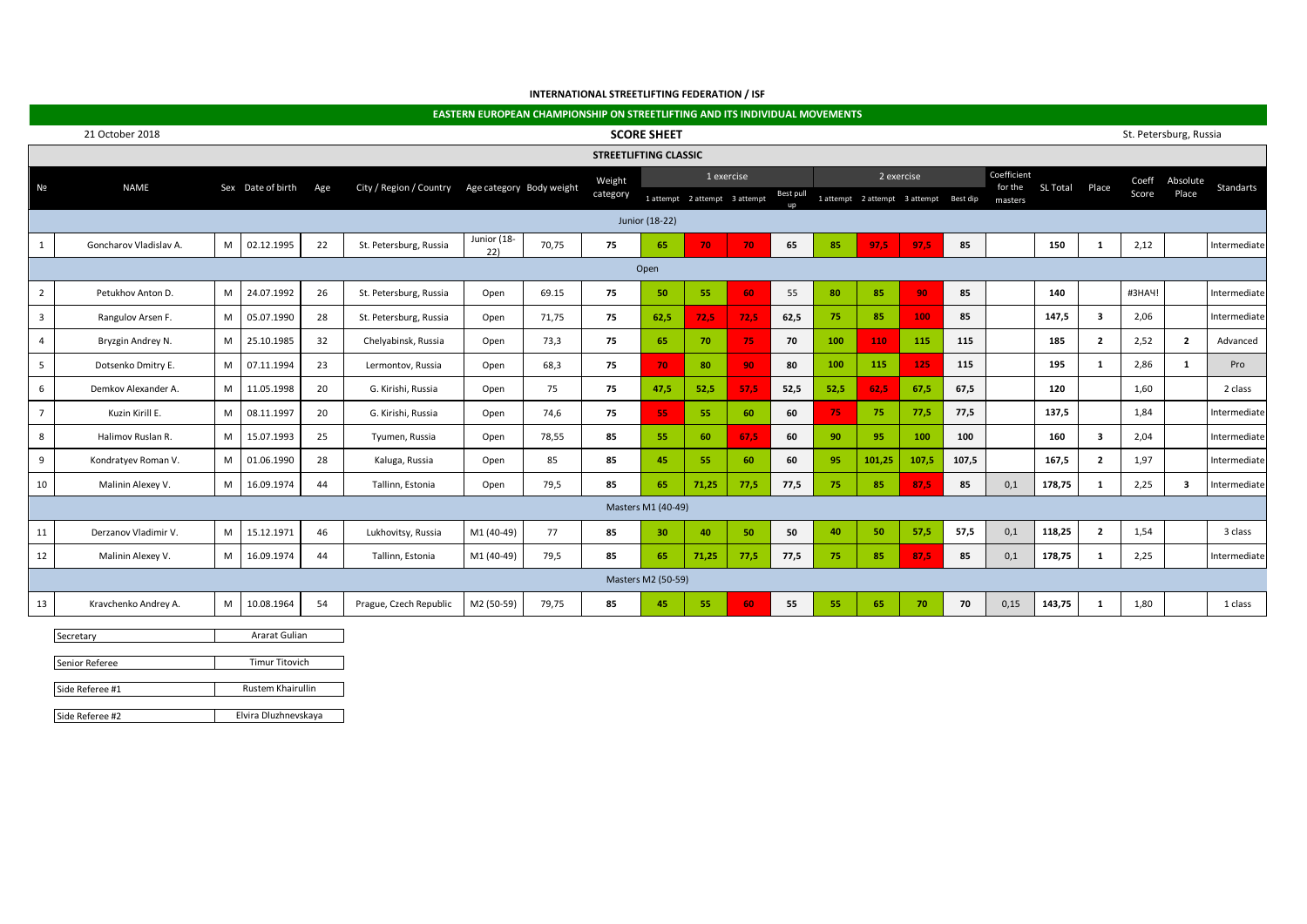# INTERNATIONAL STREETLIFTING FEDERATION / ISF

## EASTERN EUROPEAN CHAMPIONSHIP ON STREETLIFTING AND ITS INDIVIDUAL MOVEMENTS

21 October 2018

**SCORE SHEET**

St. Petersburg, Russia

**STREETLIFTING CLASSIC**

| № | NAME | Sex | Date of birth | Age | City / Region / Country | Age category | Body weight | Weight category | 1 exercise | | | | 2 exercise | | | | Coefficient for the masters | SL Total | Place | Coeff Score | Absolute Place | Standarts |
|---|---|---|---|---|---|---|---|---|---|---|---|---|---|---|---|---|---|---|---|---|---|---|
| | | | | | | | | | 1 attempt | 2 attempt | 3 attempt | Best pull up | 1 attempt | 2 attempt | 3 attempt | Best dip | | | | | | |
| | | | | | | | | Junior (18-22) | | | | | | | | | | | | | | |
| 1 | Goncharov Vladislav A. | M | 02.12.1995 | 22 | St. Petersburg, Russia | Junior (18-22) | 70,75 | 75 | 65 | 70 | 70 | 65 | 85 | 97,5 | 97,5 | 85 | | 150 | 1 | 2,12 | | Intermediate |
| | | | | | | | | Open | | | | | | | | | | | | | | |
| 2 | Petukhov Anton D. | M | 24.07.1992 | 26 | St. Petersburg, Russia | Open | 69.15 | 75 | 50 | 55 | 60 | 55 | 80 | 85 | 90 | 85 | | 140 | | #ЗНАЧ! | | Intermediate |
| 3 | Rangulov Arsen F. | M | 05.07.1990 | 28 | St. Petersburg, Russia | Open | 71,75 | 75 | 62,5 | 72,5 | 72,5 | 62,5 | 75 | 85 | 100 | 85 | | 147,5 | 3 | 2,06 | | Intermediate |
| 4 | Bryzgin Andrey N. | M | 25.10.1985 | 32 | Chelyabinsk, Russia | Open | 73,3 | 75 | 65 | 70 | 75 | 70 | 100 | 110 | 115 | 115 | | 185 | 2 | 2,52 | 2 | Advanced |
| 5 | Dotsenko Dmitry E. | M | 07.11.1994 | 23 | Lermontov, Russia | Open | 68,3 | 75 | 70 | 80 | 90 | 80 | 100 | 115 | 125 | 115 | | 195 | 1 | 2,86 | 1 | Pro |
| 6 | Demkov Alexander A. | M | 11.05.1998 | 20 | G. Kirishi, Russia | Open | 75 | 75 | 47,5 | 52,5 | 57,5 | 52,5 | 52,5 | 62,5 | 67,5 | 67,5 | | 120 | | 1,60 | | 2 class |
| 7 | Kuzin Kirill E. | M | 08.11.1997 | 20 | G. Kirishi, Russia | Open | 74,6 | 75 | 55 | 55 | 60 | 60 | 75 | 75 | 77,5 | 77,5 | | 137,5 | | 1,84 | | Intermediate |
| 8 | Halimov Ruslan R. | M | 15.07.1993 | 25 | Tyumen, Russia | Open | 78,55 | 85 | 55 | 60 | 67,5 | 60 | 90 | 95 | 100 | 100 | | 160 | 3 | 2,04 | | Intermediate |
| 9 | Kondratyev Roman V. | M | 01.06.1990 | 28 | Kaluga, Russia | Open | 85 | 85 | 45 | 55 | 60 | 60 | 95 | 101,25 | 107,5 | 107,5 | | 167,5 | 2 | 1,97 | | Intermediate |
| 10 | Malinin Alexey V. | M | 16.09.1974 | 44 | Tallinn, Estonia | Open | 79,5 | 85 | 65 | 71,25 | 77,5 | 77,5 | 75 | 85 | 87,5 | 85 | 0,1 | 178,75 | 1 | 2,25 | 3 | Intermediate |
| | | | | | | | | Masters M1 (40-49) | | | | | | | | | | | | | | |
| 11 | Derzanov Vladimir V. | M | 15.12.1971 | 46 | Lukhovitsy, Russia | M1 (40-49) | 77 | 85 | 30 | 40 | 50 | 50 | 40 | 50 | 57,5 | 57,5 | 0,1 | 118,25 | 2 | 1,54 | | 3 class |
| 12 | Malinin Alexey V. | M | 16.09.1974 | 44 | Tallinn, Estonia | M1 (40-49) | 79,5 | 85 | 65 | 71,25 | 77,5 | 77,5 | 75 | 85 | 87,5 | 85 | 0,1 | 178,75 | 1 | 2,25 | | Intermediate |
| | | | | | | | | Masters M2 (50-59) | | | | | | | | | | | | | | |
| 13 | Kravchenko Andrey A. | M | 10.08.1964 | 54 | Prague, Czech Republic | M2 (50-59) | 79,75 | 85 | 45 | 55 | 60 | 55 | 55 | 65 | 70 | 70 | 0,15 | 143,75 | 1 | 1,80 | | 1 class |

| | |
|---|---|
| Secretary | Ararat Gulian |
| Senior Referee | Timur Titovich |
| Side Referee #1 | Rustem Khairullin |
| Side Referee #2 | Elvira Dluzhnevskaya |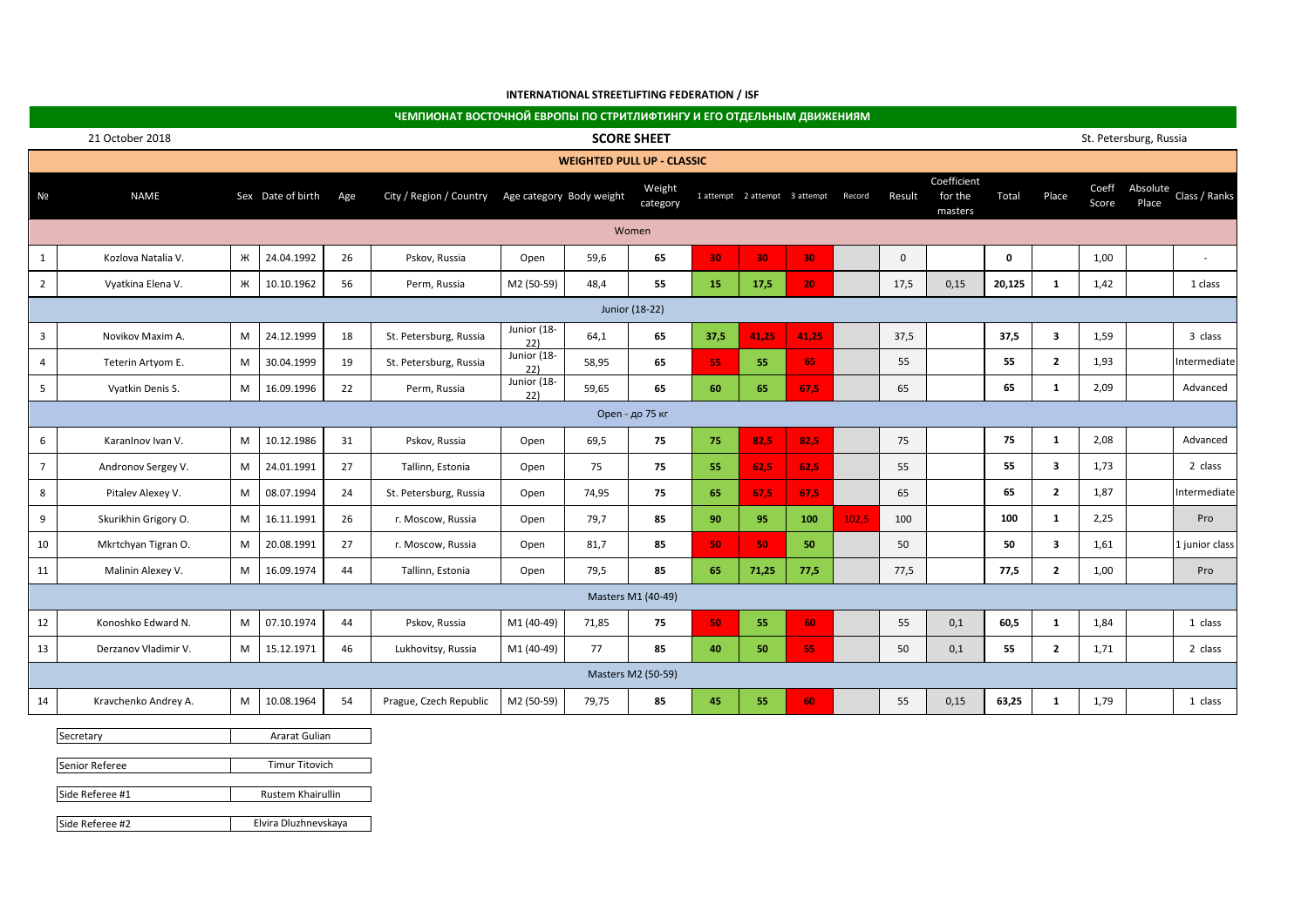INTERNATIONAL STREETLIFTING FEDERATION / ISF

## ЧЕМПИОНАТ ВОСТОЧНОЙ ЕВРОПЫ ПО СТРИТЛИФТИНГУ И ЕГО ОТДЕЛЬНЫМ ДВИЖЕНИЯМ

21 October 2018 | **SCORE SHEET** | St. Petersburg, Russia

### WEIGHTED PULL UP - CLASSIC

| № | NAME | Sex | Date of birth | Age | City / Region / Country | Age category | Body weight | Weight category | 1 attempt | 2 attempt | 3 attempt | Record | Result | Coefficient for the masters | Total | Place | Coeff Score | Absolute Place | Class / Ranks |
|---|---|---|---|---|---|---|---|---|---|---|---|---|---|---|---|---|---|---|---|
| Women | | | | | | | | | | | | | | | | | | | |
| 1 | Kozlova Natalia V. | Ж | 24.04.1992 | 26 | Pskov, Russia | Open | 59,6 | 65 | 30 | 30 | 30 | | 0 | | 0 | | 1,00 | | - |
| 2 | Vyatkina Elena V. | Ж | 10.10.1962 | 56 | Perm, Russia | M2 (50-59) | 48,4 | 55 | 15 | 17,5 | 20 | | 17,5 | 0,15 | 20,125 | 1 | 1,42 | | 1 class |
| Junior (18-22) | | | | | | | | | | | | | | | | | | | |
| 3 | Novikov Maxim A. | M | 24.12.1999 | 18 | St. Petersburg, Russia | Junior (18-22) | 64,1 | 65 | 37,5 | 41,25 | 41,25 | | 37,5 | | 37,5 | 3 | 1,59 | | 3 class |
| 4 | Teterin Artyom E. | M | 30.04.1999 | 19 | St. Petersburg, Russia | Junior (18-22) | 58,95 | 65 | 55 | 55 | 65 | | 55 | | 55 | 2 | 1,93 | | Intermediate |
| 5 | Vyatkin Denis S. | M | 16.09.1996 | 22 | Perm, Russia | Junior (18-22) | 59,65 | 65 | 60 | 65 | 67,5 | | 65 | | 65 | 1 | 2,09 | | Advanced |
| Open - до 75 кг | | | | | | | | | | | | | | | | | | | |
| 6 | Karanlnov Ivan V. | M | 10.12.1986 | 31 | Pskov, Russia | Open | 69,5 | 75 | 75 | 82,5 | 82,5 | | 75 | | 75 | 1 | 2,08 | | Advanced |
| 7 | Andronov Sergey V. | M | 24.01.1991 | 27 | Tallinn, Estonia | Open | 75 | 75 | 55 | 62,5 | 62,5 | | 55 | | 55 | 3 | 1,73 | | 2 class |
| 8 | Pitalev Alexey V. | M | 08.07.1994 | 24 | St. Petersburg, Russia | Open | 74,95 | 75 | 65 | 67,5 | 67,5 | | 65 | | 65 | 2 | 1,87 | | Intermediate |
| 9 | Skurikhin Grigory O. | M | 16.11.1991 | 26 | r. Moscow, Russia | Open | 79,7 | 85 | 90 | 95 | 100 | 102,5 | 100 | | 100 | 1 | 2,25 | | Pro |
| 10 | Mkrtchyan Tigran O. | M | 20.08.1991 | 27 | r. Moscow, Russia | Open | 81,7 | 85 | 50 | 50 | 50 | | 50 | | 50 | 3 | 1,61 | | 1 junior class |
| 11 | Malinin Alexey V. | M | 16.09.1974 | 44 | Tallinn, Estonia | Open | 79,5 | 85 | 65 | 71,25 | 77,5 | | 77,5 | | 77,5 | 2 | 1,00 | | Pro |
| Masters M1 (40-49) | | | | | | | | | | | | | | | | | | | |
| 12 | Konoshko Edward N. | M | 07.10.1974 | 44 | Pskov, Russia | M1 (40-49) | 71,85 | 75 | 50 | 55 | 60 | | 55 | 0,1 | 60,5 | 1 | 1,84 | | 1 class |
| 13 | Derzanov Vladimir V. | M | 15.12.1971 | 46 | Lukhovitsy, Russia | M1 (40-49) | 77 | 85 | 40 | 50 | 55 | | 50 | 0,1 | 55 | 2 | 1,71 | | 2 class |
| Masters M2 (50-59) | | | | | | | | | | | | | | | | | | | |
| 14 | Kravchenko Andrey A. | M | 10.08.1964 | 54 | Prague, Czech Republic | M2 (50-59) | 79,75 | 85 | 45 | 55 | 60 | | 55 | 0,15 | 63,25 | 1 | 1,79 | | 1 class |

| | |
|---|---|
| Secretary | Ararat Gulian |
| Senior Referee | Timur Titovich |
| Side Referee #1 | Rustem Khairullin |
| Side Referee #2 | Elvira Dluzhnevskaya |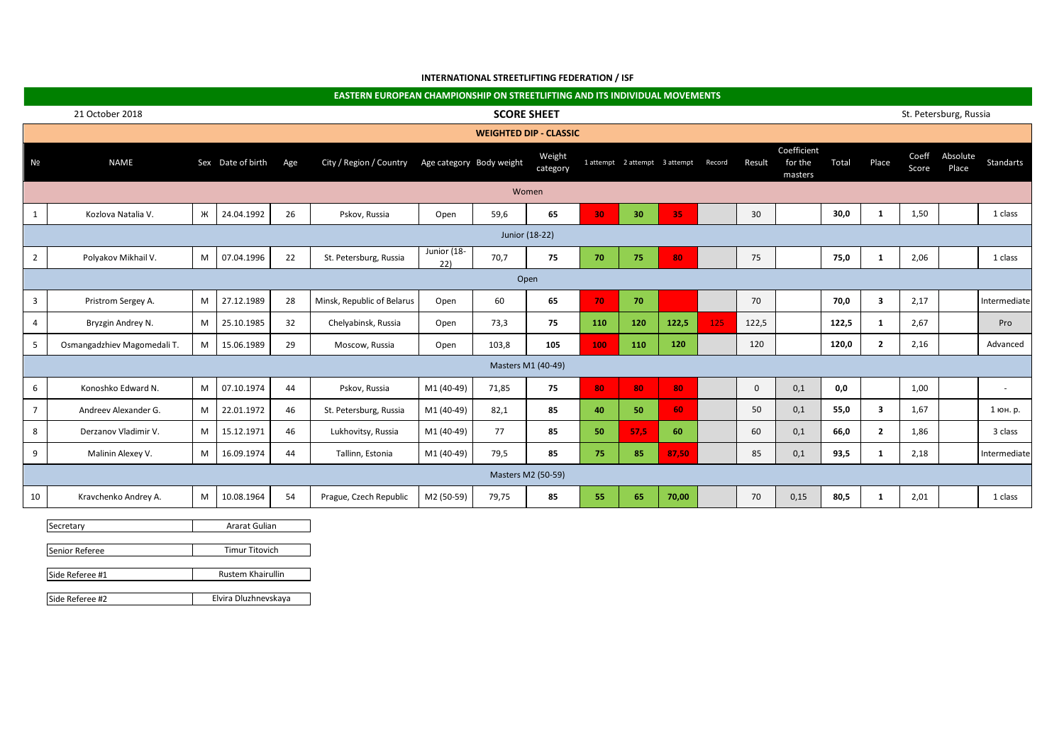INTERNATIONAL STREETLIFTING FEDERATION / ISF

EASTERN EUROPEAN CHAMPIONSHIP ON STREETLIFTING AND ITS INDIVIDUAL MOVEMENTS

21 October 2018 — **SCORE SHEET** — St. Petersburg, Russia

## WEIGHTED DIP - CLASSIC

| № | NAME | Sex | Date of birth | Age | City / Region / Country | Age category | Body weight | Weight category | 1 attempt | 2 attempt | 3 attempt | Record | Result | Coefficient for the masters | Total | Place | Coeff Score | Absolute Place | Standarts |
|---|---|---|---|---|---|---|---|---|---|---|---|---|---|---|---|---|---|---|---|
| | | | | | | | | Women | | | | | | | | | | | |
| 1 | Kozlova Natalia V. | Ж | 24.04.1992 | 26 | Pskov, Russia | Open | 59,6 | **65** | 30 | 30 | 35 | | 30 | | **30,0** | **1** | 1,50 | | 1 class |
| | | | | | | | | Junior (18-22) | | | | | | | | | | | |
| 2 | Polyakov Mikhail V. | M | 07.04.1996 | 22 | St. Petersburg, Russia | Junior (18-22) | 70,7 | **75** | 70 | 75 | 80 | | 75 | | **75,0** | **1** | 2,06 | | 1 class |
| | | | | | | | | Open | | | | | | | | | | | |
| 3 | Pristrom Sergey A. | M | 27.12.1989 | 28 | Minsk, Republic of Belarus | Open | 60 | **65** | 70 | 70 | | | 70 | | **70,0** | **3** | 2,17 | | Intermediate |
| 4 | Bryzgin Andrey N. | M | 25.10.1985 | 32 | Chelyabinsk, Russia | Open | 73,3 | **75** | 110 | 120 | 122,5 | 125 | 122,5 | | **122,5** | **1** | 2,67 | | Pro |
| 5 | Osmangadzhiev Magomedali T. | M | 15.06.1989 | 29 | Moscow, Russia | Open | 103,8 | **105** | 100 | 110 | 120 | | 120 | | **120,0** | **2** | 2,16 | | Advanced |
| | | | | | | | | Masters M1 (40-49) | | | | | | | | | | | |
| 6 | Konoshko Edward N. | M | 07.10.1974 | 44 | Pskov, Russia | M1 (40-49) | 71,85 | **75** | 80 | 80 | 80 | | 0 | 0,1 | **0,0** | | 1,00 | | - |
| 7 | Andreev Alexander G. | M | 22.01.1972 | 46 | St. Petersburg, Russia | M1 (40-49) | 82,1 | **85** | 40 | 50 | 60 | | 50 | 0,1 | **55,0** | **3** | 1,67 | | 1 юн. р. |
| 8 | Derzanov Vladimir V. | M | 15.12.1971 | 46 | Lukhovitsy, Russia | M1 (40-49) | 77 | **85** | 50 | 57,5 | 60 | | 60 | 0,1 | **66,0** | **2** | 1,86 | | 3 class |
| 9 | Malinin Alexey V. | M | 16.09.1974 | 44 | Tallinn, Estonia | M1 (40-49) | 79,5 | **85** | 75 | 85 | 87,50 | | 85 | 0,1 | **93,5** | **1** | 2,18 | | Intermediate |
| | | | | | | | | Masters M2 (50-59) | | | | | | | | | | | |
| 10 | Kravchenko Andrey A. | M | 10.08.1964 | 54 | Prague, Czech Republic | M2 (50-59) | 79,75 | **85** | 55 | 65 | 70,00 | | 70 | 0,15 | **80,5** | **1** | 2,01 | | 1 class |

| | |
|---|---|
| Secretary | Ararat Gulian |
| Senior Referee | Timur Titovich |
| Side Referee #1 | Rustem Khairullin |
| Side Referee #2 | Elvira Dluzhnevskaya |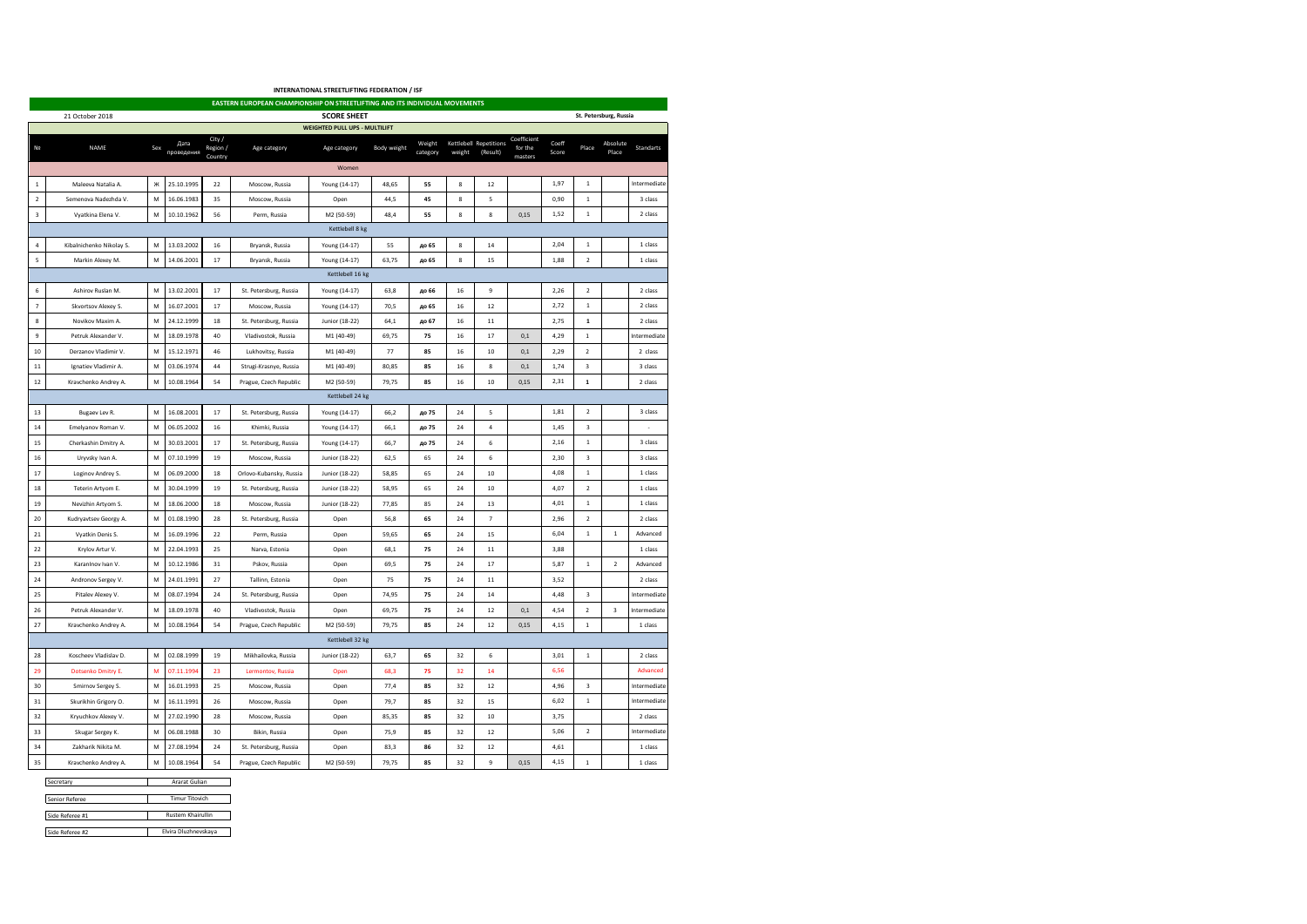**INTERNATIONAL STREETLIFTING FEDERATION / ISF**

**EASTERN EUROPEAN CHAMPIONSHIP ON STREETLIFTING AND ITS INDIVIDUAL MOVEMENTS**

21 October 2018 — **SCORE SHEET** — St. Petersburg, Russia

**WEIGHTED PULL UPS - MULTILIFT**

| № | NAME | Sex | Дата проведения | City / Region / Country | Age category | Age category | Body weight | Weight category | Kettlebell weight | Repetitions (Result) | Coefficient for the masters | Coeff Score | Place | Absolute Place | Standarts |
|---|---|---|---|---|---|---|---|---|---|---|---|---|---|---|---|
| | | | | | Women | | | | | | | | | | |
| 1 | Maleeva Natalia A. | Ж | 25.10.1995 | 22 | Moscow, Russia | Young (14-17) | 48,65 | 55 | 8 | 12 | | 1,97 | 1 | | Intermediate |
| 2 | Semenova Nadezhda V. | M | 16.06.1983 | 35 | Moscow, Russia | Open | 44,5 | 45 | 8 | 5 | | 0,90 | 1 | | 3 class |
| 3 | Vyatkina Elena V. | M | 10.10.1962 | 56 | Perm, Russia | M2 (50-59) | 48,4 | 55 | 8 | 8 | 0,15 | 1,52 | 1 | | 2 class |
| | | | | | Kettlebell 8 kg | | | | | | | | | | |
| 4 | Kibalnichenko Nikolay S. | M | 13.03.2002 | 16 | Bryansk, Russia | Young (14-17) | 55 | до 65 | 8 | 14 | | 2,04 | 1 | | 1 class |
| 5 | Markin Alexey M. | M | 14.06.2001 | 17 | Bryansk, Russia | Young (14-17) | 63,75 | до 65 | 8 | 15 | | 1,88 | 2 | | 1 class |
| | | | | | Kettlebell 16 kg | | | | | | | | | | |
| 6 | Ashirov Ruslan M. | M | 13.02.2001 | 17 | St. Petersburg, Russia | Young (14-17) | 63,8 | до 66 | 16 | 9 | | 2,26 | 2 | | 2 class |
| 7 | Skvortsov Alexey S. | M | 16.07.2001 | 17 | Moscow, Russia | Young (14-17) | 70,5 | до 65 | 16 | 12 | | 2,72 | 1 | | 2 class |
| 8 | Novikov Maxim A. | M | 24.12.1999 | 18 | St. Petersburg, Russia | Junior (18-22) | 64,1 | до 67 | 16 | 11 | | 2,75 | 1 | | 2 class |
| 9 | Petruk Alexander V. | M | 18.09.1978 | 40 | Vladivostok, Russia | M1 (40-49) | 69,75 | 75 | 16 | 17 | 0,1 | 4,29 | 1 | | Intermediate |
| 10 | Derzanov Vladimir V. | M | 15.12.1971 | 46 | Lukhovitsy, Russia | M1 (40-49) | 77 | 85 | 16 | 10 | 0,1 | 2,29 | 2 | | 2 class |
| 11 | Ignatiev Vladimir A. | M | 03.06.1974 | 44 | Strugi-Krasnye, Russia | M1 (40-49) | 80,85 | 85 | 16 | 8 | 0,1 | 1,74 | 3 | | 3 class |
| 12 | Kravchenko Andrey A. | M | 10.08.1964 | 54 | Prague, Czech Republic | M2 (50-59) | 79,75 | 85 | 16 | 10 | 0,15 | 2,31 | 1 | | 2 class |
| | | | | | Kettlebell 24 kg | | | | | | | | | | |
| 13 | Bugaev Lev R. | M | 16.08.2001 | 17 | St. Petersburg, Russia | Young (14-17) | 66,2 | до 75 | 24 | 5 | | 1,81 | 2 | | 3 class |
| 14 | Emelyanov Roman V. | M | 06.05.2002 | 16 | Khimki, Russia | Young (14-17) | 66,1 | до 75 | 24 | 4 | | 1,45 | 3 | | - |
| 15 | Cherkashin Dmitry A. | M | 30.03.2001 | 17 | St. Petersburg, Russia | Young (14-17) | 66,7 | до 75 | 24 | 6 | | 2,16 | 1 | | 3 class |
| 16 | Uryvsky Ivan A. | M | 07.10.1999 | 19 | Moscow, Russia | Junior (18-22) | 62,5 | 65 | 24 | 6 | | 2,30 | 3 | | 3 class |
| 17 | Loginov Andrey S. | M | 06.09.2000 | 18 | Orlovo-Kubansky, Russia | Junior (18-22) | 58,85 | 65 | 24 | 10 | | 4,08 | 1 | | 1 class |
| 18 | Teterin Artyom E. | M | 30.04.1999 | 19 | St. Petersburg, Russia | Junior (18-22) | 58,95 | 65 | 24 | 10 | | 4,07 | 2 | | 1 class |
| 19 | Nevizhin Artyom S. | M | 18.06.2000 | 18 | Moscow, Russia | Junior (18-22) | 77,85 | 85 | 24 | 13 | | 4,01 | 1 | | 1 class |
| 20 | Kudryavtsev Georgy A. | M | 01.08.1990 | 28 | St. Petersburg, Russia | Open | 56,8 | 65 | 24 | 7 | | 2,96 | 2 | | 2 class |
| 21 | Vyatkin Denis S. | M | 16.09.1996 | 22 | Perm, Russia | Open | 59,65 | 65 | 24 | 15 | | 6,04 | 1 | 1 | Advanced |
| 22 | Krylov Artur V. | M | 22.04.1993 | 25 | Narva, Estonia | Open | 68,1 | 75 | 24 | 11 | | 3,88 | | | 1 class |
| 23 | Karanlnov Ivan V. | M | 10.12.1986 | 31 | Pskov, Russia | Open | 69,5 | 75 | 24 | 17 | | 5,87 | 1 | 2 | Advanced |
| 24 | Andronov Sergey V. | M | 24.01.1991 | 27 | Tallinn, Estonia | Open | 75 | 75 | 24 | 11 | | 3,52 | | | 2 class |
| 25 | Pitalev Alexey V. | M | 08.07.1994 | 24 | St. Petersburg, Russia | Open | 74,95 | 75 | 24 | 14 | | 4,48 | 3 | | Intermediate |
| 26 | Petruk Alexander V. | M | 18.09.1978 | 40 | Vladivostok, Russia | Open | 69,75 | 75 | 24 | 12 | 0,1 | 4,54 | 2 | 3 | Intermediate |
| 27 | Kravchenko Andrey A. | M | 10.08.1964 | 54 | Prague, Czech Republic | M2 (50-59) | 79,75 | 85 | 24 | 12 | 0,15 | 4,15 | 1 | | 1 class |
| | | | | | Kettlebell 32 kg | | | | | | | | | | |
| 28 | Koscheev Vladislav D. | M | 02.08.1999 | 19 | Mikhailovka, Russia | Junior (18-22) | 63,7 | 65 | 32 | 6 | | 3,01 | 1 | | 2 class |
| 29 | Dotsenko Dmitry E. | M | 07.11.1994 | 23 | Lermontov, Russia | Open | 68,3 | 75 | 32 | 14 | | 6,56 | | | Advanced |
| 30 | Smirnov Sergey S. | M | 16.01.1993 | 25 | Moscow, Russia | Open | 77,4 | 85 | 32 | 12 | | 4,96 | 3 | | Intermediate |
| 31 | Skurikhin Grigory O. | M | 16.11.1991 | 26 | Moscow, Russia | Open | 79,7 | 85 | 32 | 15 | | 6,02 | 1 | | Intermediate |
| 32 | Kryuchkov Alexey V. | M | 27.02.1990 | 28 | Moscow, Russia | Open | 85,35 | 85 | 32 | 10 | | 3,75 | | | 2 class |
| 33 | Skugar Sergey K. | M | 06.08.1988 | 30 | Bikin, Russia | Open | 75,9 | 85 | 32 | 12 | | 5,06 | 2 | | Intermediate |
| 34 | Zakharik Nikita M. | M | 27.08.1994 | 24 | St. Petersburg, Russia | Open | 83,3 | 86 | 32 | 12 | | 4,61 | | | 1 class |
| 35 | Kravchenko Andrey A. | M | 10.08.1964 | 54 | Prague, Czech Republic | M2 (50-59) | 79,75 | 85 | 32 | 9 | 0,15 | 4,15 | 1 | | 1 class |

| | |
|---|---|
| Secretary | Ararat Gulian |
| Senior Referee | Timur Titovich |
| Side Referee #1 | Rustem Khairullin |
| Side Referee #2 | Elvira Dluzhnevskaya |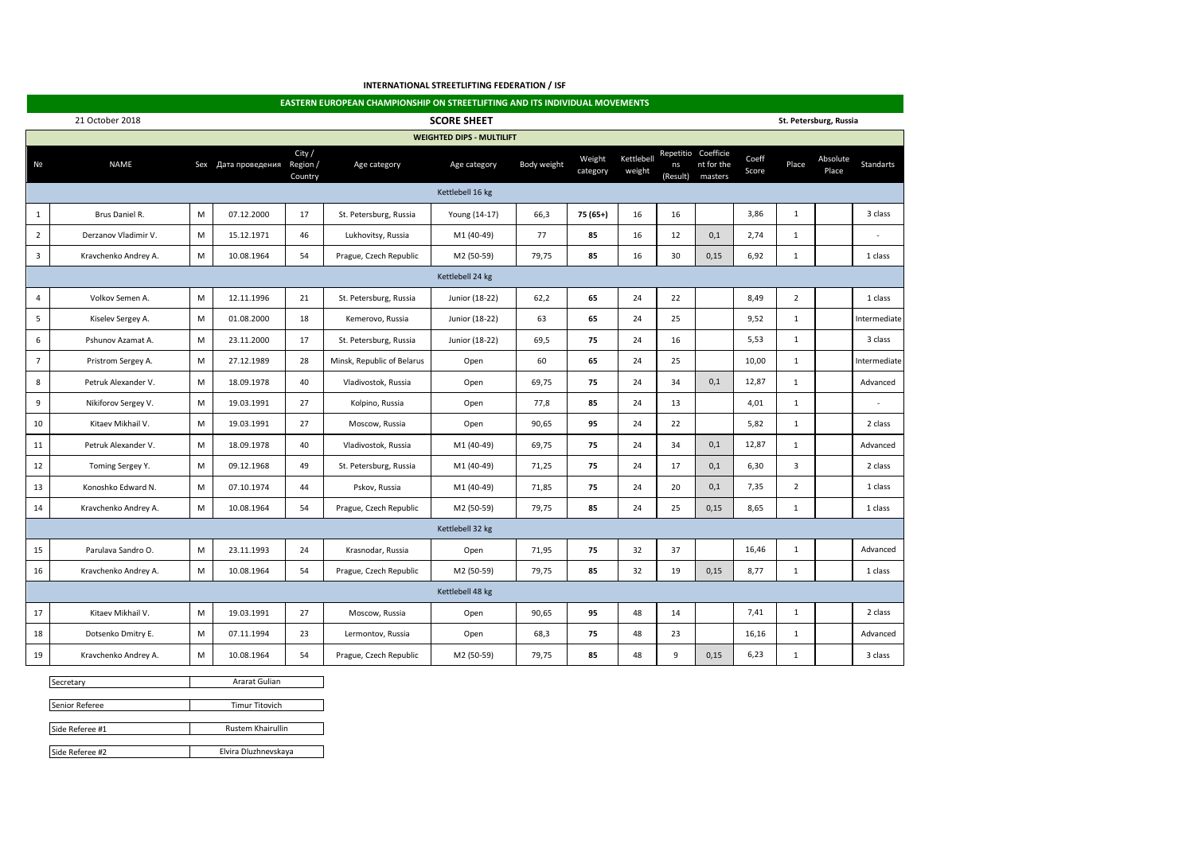**INTERNATIONAL STREETLIFTING FEDERATION / ISF**

**EASTERN EUROPEAN CHAMPIONSHIP ON STREETLIFTING AND ITS INDIVIDUAL MOVEMENTS**

21 October 2018 **SCORE SHEET** **St. Petersburg, Russia**

**WEIGHTED DIPS - MULTILIFT**

| № | NAME | Sex | Дата проведения | City / Region / Country | Age category | Age category | Body weight | Weight category | Kettlebell weight | Repetitions (Result) | Coefficient for the masters | Coeff Score | Place | Absolute Place | Standarts |
|---|---|---|---|---|---|---|---|---|---|---|---|---|---|---|---|
| | | | | | | Kettlebell 16 kg | | | | | | | | | |
| 1 | Brus Daniel R. | M | 07.12.2000 | 17 | St. Petersburg, Russia | Young (14-17) | 66,3 | **75 (65+)** | 16 | 16 | | 3,86 | 1 | | 3 class |
| 2 | Derzanov Vladimir V. | M | 15.12.1971 | 46 | Lukhovitsy, Russia | M1 (40-49) | 77 | **85** | 16 | 12 | 0,1 | 2,74 | 1 | | - |
| 3 | Kravchenko Andrey A. | M | 10.08.1964 | 54 | Prague, Czech Republic | M2 (50-59) | 79,75 | **85** | 16 | 30 | 0,15 | 6,92 | 1 | | 1 class |
| | | | | | | Kettlebell 24 kg | | | | | | | | | |
| 4 | Volkov Semen A. | M | 12.11.1996 | 21 | St. Petersburg, Russia | Junior (18-22) | 62,2 | **65** | 24 | 22 | | 8,49 | 2 | | 1 class |
| 5 | Kiselev Sergey A. | M | 01.08.2000 | 18 | Kemerovo, Russia | Junior (18-22) | 63 | **65** | 24 | 25 | | 9,52 | 1 | | Intermediate |
| 6 | Pshunov Azamat A. | M | 23.11.2000 | 17 | St. Petersburg, Russia | Junior (18-22) | 69,5 | **75** | 24 | 16 | | 5,53 | 1 | | 3 class |
| 7 | Pristrom Sergey A. | M | 27.12.1989 | 28 | Minsk, Republic of Belarus | Open | 60 | **65** | 24 | 25 | | 10,00 | 1 | | Intermediate |
| 8 | Petruk Alexander V. | M | 18.09.1978 | 40 | Vladivostok, Russia | Open | 69,75 | **75** | 24 | 34 | 0,1 | 12,87 | 1 | | Advanced |
| 9 | Nikiforov Sergey V. | M | 19.03.1991 | 27 | Kolpino, Russia | Open | 77,8 | **85** | 24 | 13 | | 4,01 | 1 | | - |
| 10 | Kitaev Mikhail V. | M | 19.03.1991 | 27 | Moscow, Russia | Open | 90,65 | **95** | 24 | 22 | | 5,82 | 1 | | 2 class |
| 11 | Petruk Alexander V. | M | 18.09.1978 | 40 | Vladivostok, Russia | M1 (40-49) | 69,75 | **75** | 24 | 34 | 0,1 | 12,87 | 1 | | Advanced |
| 12 | Toming Sergey Y. | M | 09.12.1968 | 49 | St. Petersburg, Russia | M1 (40-49) | 71,25 | **75** | 24 | 17 | 0,1 | 6,30 | 3 | | 2 class |
| 13 | Konoshko Edward N. | M | 07.10.1974 | 44 | Pskov, Russia | M1 (40-49) | 71,85 | **75** | 24 | 20 | 0,1 | 7,35 | 2 | | 1 class |
| 14 | Kravchenko Andrey A. | M | 10.08.1964 | 54 | Prague, Czech Republic | M2 (50-59) | 79,75 | **85** | 24 | 25 | 0,15 | 8,65 | 1 | | 1 class |
| | | | | | | Kettlebell 32 kg | | | | | | | | | |
| 15 | Parulava Sandro O. | M | 23.11.1993 | 24 | Krasnodar, Russia | Open | 71,95 | **75** | 32 | 37 | | 16,46 | 1 | | Advanced |
| 16 | Kravchenko Andrey A. | M | 10.08.1964 | 54 | Prague, Czech Republic | M2 (50-59) | 79,75 | **85** | 32 | 19 | 0,15 | 8,77 | 1 | | 1 class |
| | | | | | | Kettlebell 48 kg | | | | | | | | | |
| 17 | Kitaev Mikhail V. | M | 19.03.1991 | 27 | Moscow, Russia | Open | 90,65 | **95** | 48 | 14 | | 7,41 | 1 | | 2 class |
| 18 | Dotsenko Dmitry E. | M | 07.11.1994 | 23 | Lermontov, Russia | Open | 68,3 | **75** | 48 | 23 | | 16,16 | 1 | | Advanced |
| 19 | Kravchenko Andrey A. | M | 10.08.1964 | 54 | Prague, Czech Republic | M2 (50-59) | 79,75 | **85** | 48 | 9 | 0,15 | 6,23 | 1 | | 3 class |

| | |
|---|---|
| Secretary | Ararat Gulian |
| Senior Referee | Timur Titovich |
| Side Referee #1 | Rustem Khairullin |
| Side Referee #2 | Elvira Dluzhnevskaya |